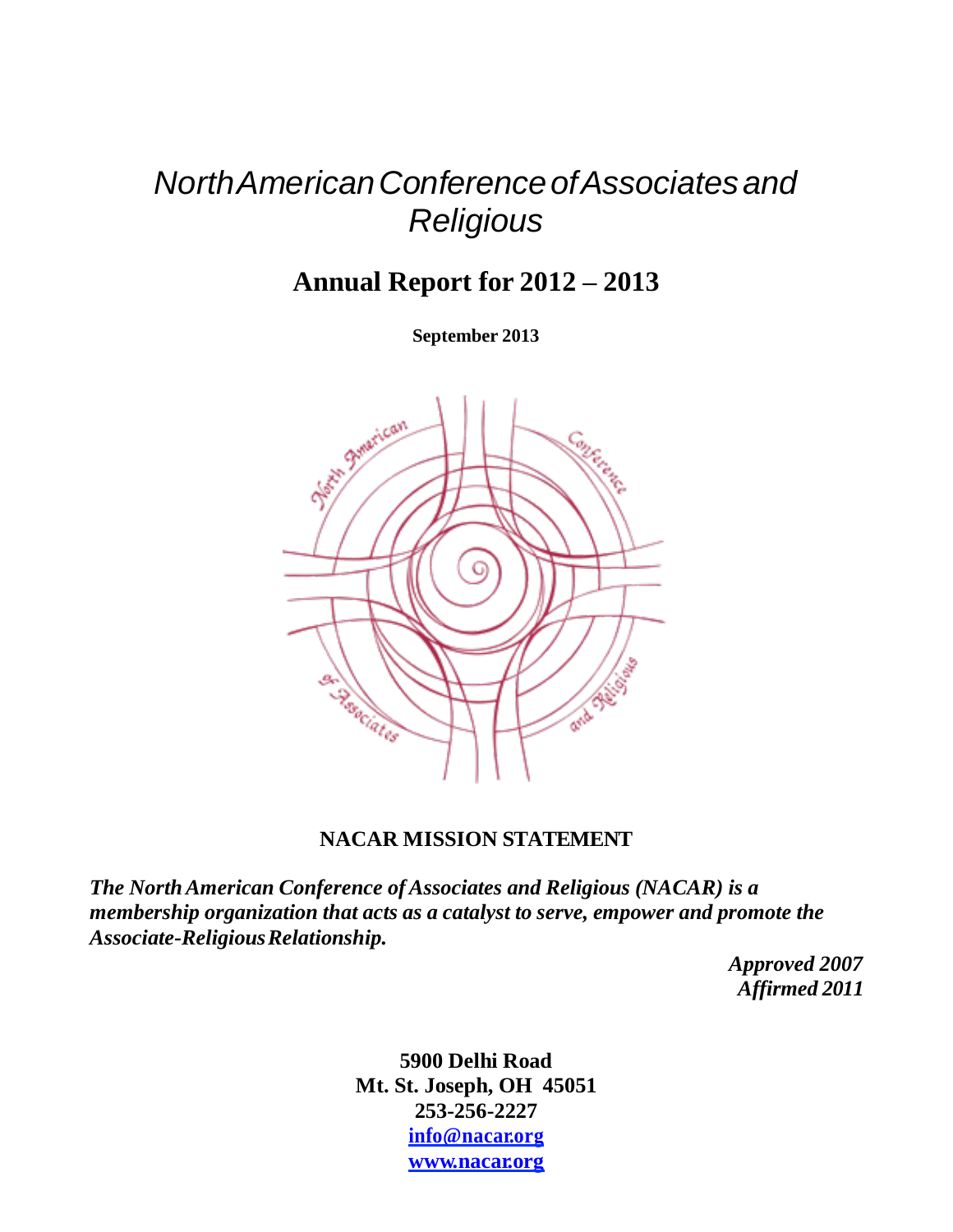# *North American Conference of Associates and Religious*

## Annual Report for 2012 – 2013

**September 2013**

**NACAR MISSION STATEMENT**

***The North American Conference of Associates and Religious (NACAR) is a membership organization that acts as a catalyst to serve, empower and promote the Associate-Religious Relationship.***

***Approved 2007***
***Affirmed 2011***

**5900 Delhi Road**
**Mt. St. Joseph, OH 45051**
**253-256-2227**
**info@nacar.org**
**www.nacar.org**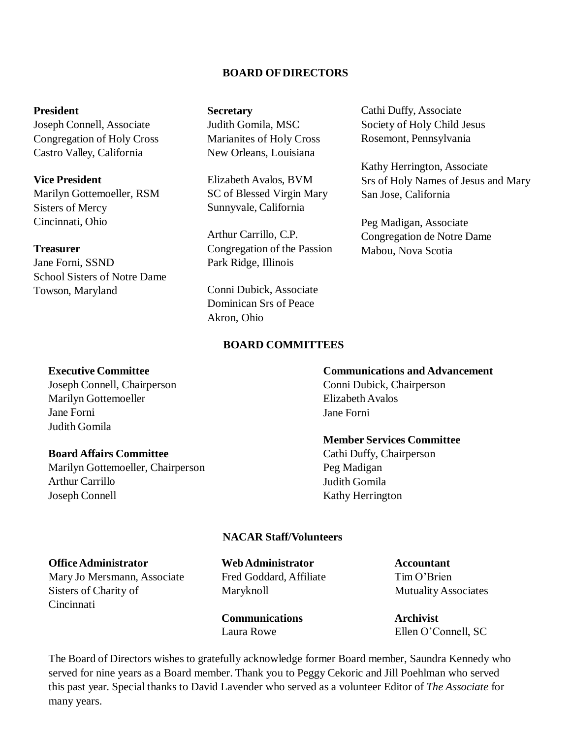## BOARD OF DIRECTORS

**President**
Joseph Connell, Associate
Congregation of Holy Cross
Castro Valley, California

**Vice President**
Marilyn Gottemoeller, RSM
Sisters of Mercy
Cincinnati, Ohio

**Treasurer**
Jane Forni, SSND
School Sisters of Notre Dame
Towson, Maryland

**Secretary**
Judith Gomila, MSC
Marianites of Holy Cross
New Orleans, Louisiana

Elizabeth Avalos, BVM
SC of Blessed Virgin Mary
Sunnyvale, California

Arthur Carrillo, C.P.
Congregation of the Passion
Park Ridge, Illinois

Conni Dubick, Associate
Dominican Srs of Peace
Akron, Ohio

Cathi Duffy, Associate
Society of Holy Child Jesus
Rosemont, Pennsylvania

Kathy Herrington, Associate
Srs of Holy Names of Jesus and Mary
San Jose, California

Peg Madigan, Associate
Congregation de Notre Dame
Mabou, Nova Scotia

## BOARD COMMITTEES

**Executive Committee**
Joseph Connell, Chairperson
Marilyn Gottemoeller
Jane Forni
Judith Gomila

**Board Affairs Committee**
Marilyn Gottemoeller, Chairperson
Arthur Carrillo
Joseph Connell

**Communications and Advancement**
Conni Dubick, Chairperson
Elizabeth Avalos
Jane Forni

**Member Services Committee**
Cathi Duffy, Chairperson
Peg Madigan
Judith Gomila
Kathy Herrington

## NACAR Staff/Volunteers

**Office Administrator**
Mary Jo Mersmann, Associate
Sisters of Charity of
Cincinnati

**Web Administrator**
Fred Goddard, Affiliate
Maryknoll

**Communications**
Laura Rowe

**Accountant**
Tim O'Brien
Mutuality Associates

**Archivist**
Ellen O'Connell, SC

The Board of Directors wishes to gratefully acknowledge former Board member, Saundra Kennedy who served for nine years as a Board member. Thank you to Peggy Cekoric and Jill Poehlman who served this past year. Special thanks to David Lavender who served as a volunteer Editor of *The Associate* for many years.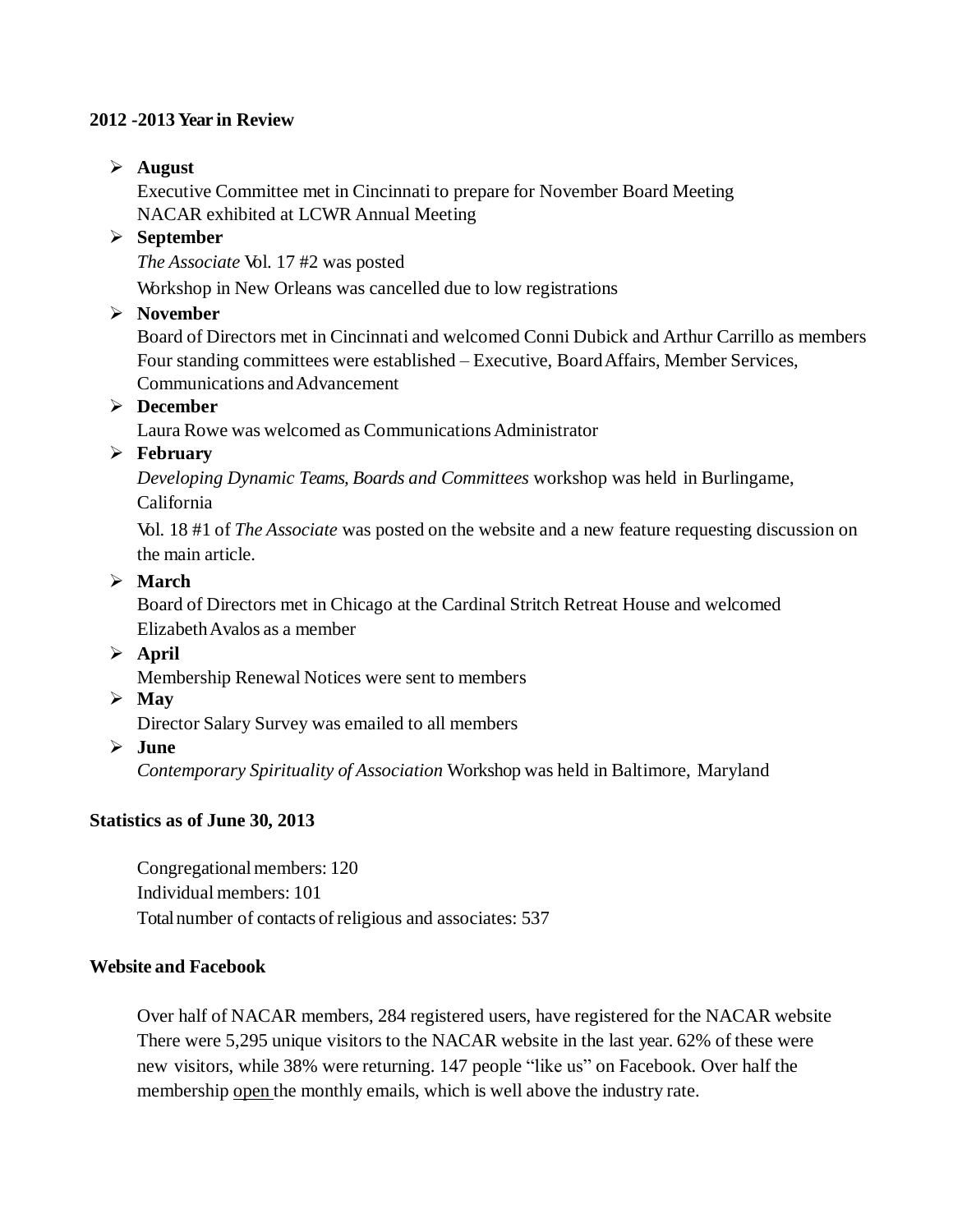**2012 -2013 Year in Review**

- **August**
  Executive Committee met in Cincinnati to prepare for November Board Meeting
  NACAR exhibited at LCWR Annual Meeting
- **September**
  *The Associate* Vol. 17 #2 was posted
  Workshop in New Orleans was cancelled due to low registrations
- **November**
  Board of Directors met in Cincinnati and welcomed Conni Dubick and Arthur Carrillo as members
  Four standing committees were established – Executive, Board Affairs, Member Services, Communications and Advancement
- **December**
  Laura Rowe was welcomed as Communications Administrator
- **February**
  *Developing Dynamic Teams, Boards and Committees* workshop was held in Burlingame, California
  Vol. 18 #1 of *The Associate* was posted on the website and a new feature requesting discussion on the main article.
- **March**
  Board of Directors met in Chicago at the Cardinal Stritch Retreat House and welcomed Elizabeth Avalos as a member
- **April**
  Membership Renewal Notices were sent to members
- **May**
  Director Salary Survey was emailed to all members
- **June**
  *Contemporary Spirituality of Association* Workshop was held in Baltimore, Maryland

**Statistics as of June 30, 2013**

Congregational members: 120
Individual members: 101
Total number of contacts of religious and associates: 537

**Website and Facebook**

Over half of NACAR members, 284 registered users, have registered for the NACAR website There were 5,295 unique visitors to the NACAR website in the last year. 62% of these were new visitors, while 38% were returning. 147 people "like us" on Facebook. Over half the membership <u>open</u> the monthly emails, which is well above the industry rate.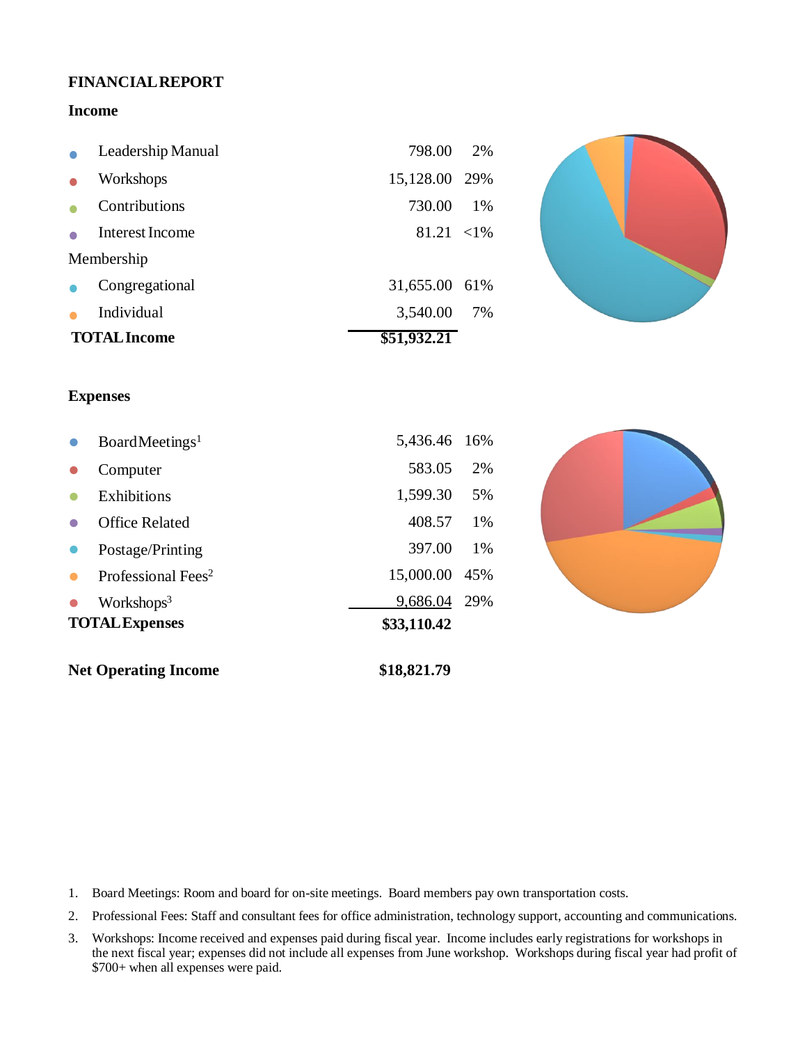# FINANCIAL REPORT

## Income

| | | |
|---|---|---|
| Leadership Manual | 798.00 | 2% |
| Workshops | 15,128.00 | 29% |
| Contributions | 730.00 | 1% |
| Interest Income | 81.21 | <1% |
| Membership | | |
| Congregational | 31,655.00 | 61% |
| Individual | 3,540.00 | 7% |
| **TOTAL Income** | **$51,932.21** | |

## Expenses

| | | |
|---|---|---|
| Board Meetings[1] | 5,436.46 | 16% |
| Computer | 583.05 | 2% |
| Exhibitions | 1,599.30 | 5% |
| Office Related | 408.57 | 1% |
| Postage/Printing | 397.00 | 1% |
| Professional Fees[2] | 15,000.00 | 45% |
| Workshops[3] | 9,686.04 | 29% |
| **TOTAL Expenses** | **$33,110.42** | |

| | |
|---|---|
| **Net Operating Income** | **$18,821.79** |

1. Board Meetings: Room and board for on-site meetings. Board members pay own transportation costs.
2. Professional Fees: Staff and consultant fees for office administration, technology support, accounting and communications.
3. Workshops: Income received and expenses paid during fiscal year. Income includes early registrations for workshops in the next fiscal year; expenses did not include all expenses from June workshop. Workshops during fiscal year had profit of $700+ when all expenses were paid.